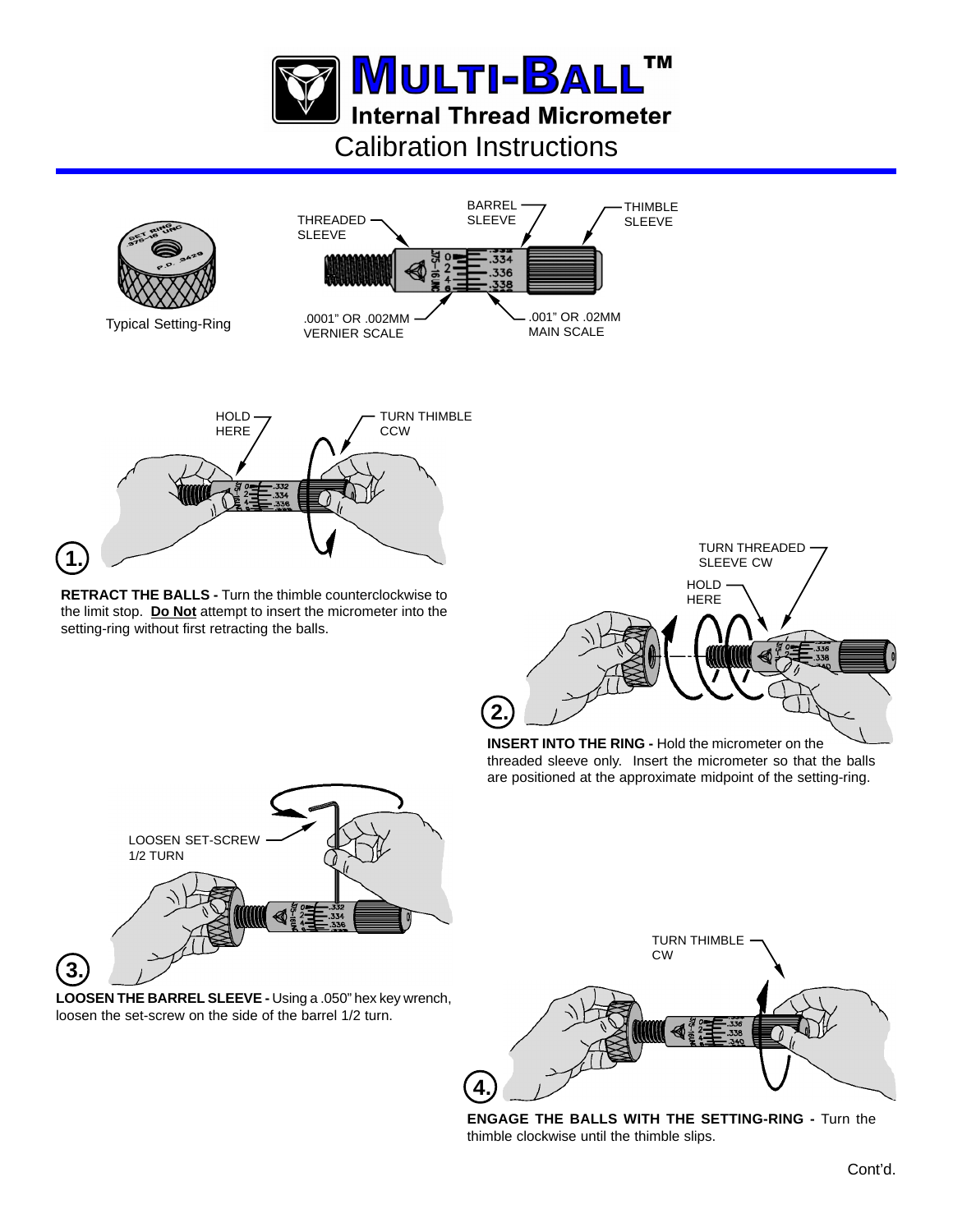# MULTI-BALL™

## Internal Thread Micrometer

## Calibration Instructions

THREADED SLEEVE

BARREL SLEEVE

THIMBLE SLEEVE

.0001" OR .002MM VERNIER SCALE

.001" OR .02MM MAIN SCALE

Typical Setting-Ring

HOLD HERE

TURN THIMBLE CCW

**1.**

**RETRACT THE BALLS -** Turn the thimble counterclockwise to the limit stop. **<u>Do Not</u>** attempt to insert the micrometer into the setting-ring without first retracting the balls.

TURN THREADED SLEEVE CW

HOLD HERE

**2.**

**INSERT INTO THE RING -** Hold the micrometer on the threaded sleeve only. Insert the micrometer so that the balls are positioned at the approximate midpoint of the setting-ring.

LOOSEN SET-SCREW 1/2 TURN

**3.**

**LOOSEN THE BARREL SLEEVE -** Using a .050" hex key wrench, loosen the set-screw on the side of the barrel 1/2 turn.

TURN THIMBLE CW

**4.**

**ENGAGE THE BALLS WITH THE SETTING-RING -** Turn the thimble clockwise until the thimble slips.

Cont'd.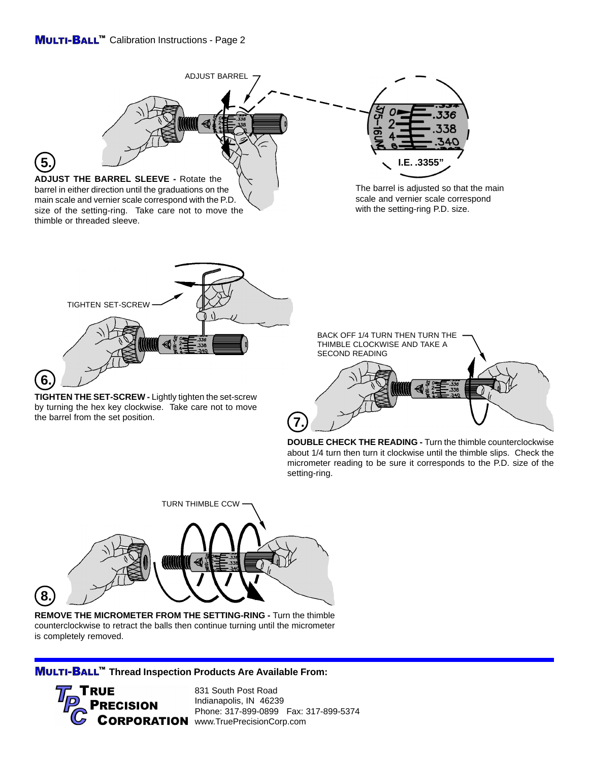ADJUST BARREL

.336
.338
.340

I.E. .3355"

5.

**ADJUST THE BARREL SLEEVE -** Rotate the barrel in either direction until the graduations on the main scale and vernier scale correspond with the P.D. size of the setting-ring. Take care not to move the thimble or threaded sleeve.

The barrel is adjusted so that the main scale and vernier scale correspond with the setting-ring P.D. size.

TIGHTEN SET-SCREW

6.

**TIGHTEN THE SET-SCREW -** Lightly tighten the set-screw by turning the hex key clockwise. Take care not to move the barrel from the set position.

BACK OFF 1/4 TURN THEN TURN THE THIMBLE CLOCKWISE AND TAKE A SECOND READING

7.

**DOUBLE CHECK THE READING -** Turn the thimble counterclockwise about 1/4 turn then turn it clockwise until the thimble slips. Check the micrometer reading to be sure it corresponds to the P.D. size of the setting-ring.

TURN THIMBLE CCW

8.

**REMOVE THE MICROMETER FROM THE SETTING-RING -** Turn the thimble counterclockwise to retract the balls then continue turning until the micrometer is completely removed.

---

**MULTI-BALL™ Thread Inspection Products Are Available From:**

**TRUE PRECISION CORPORATION**

831 South Post Road
Indianapolis, IN 46239
Phone: 317-899-0899 Fax: 317-899-5374
www.TruePrecisionCorp.com